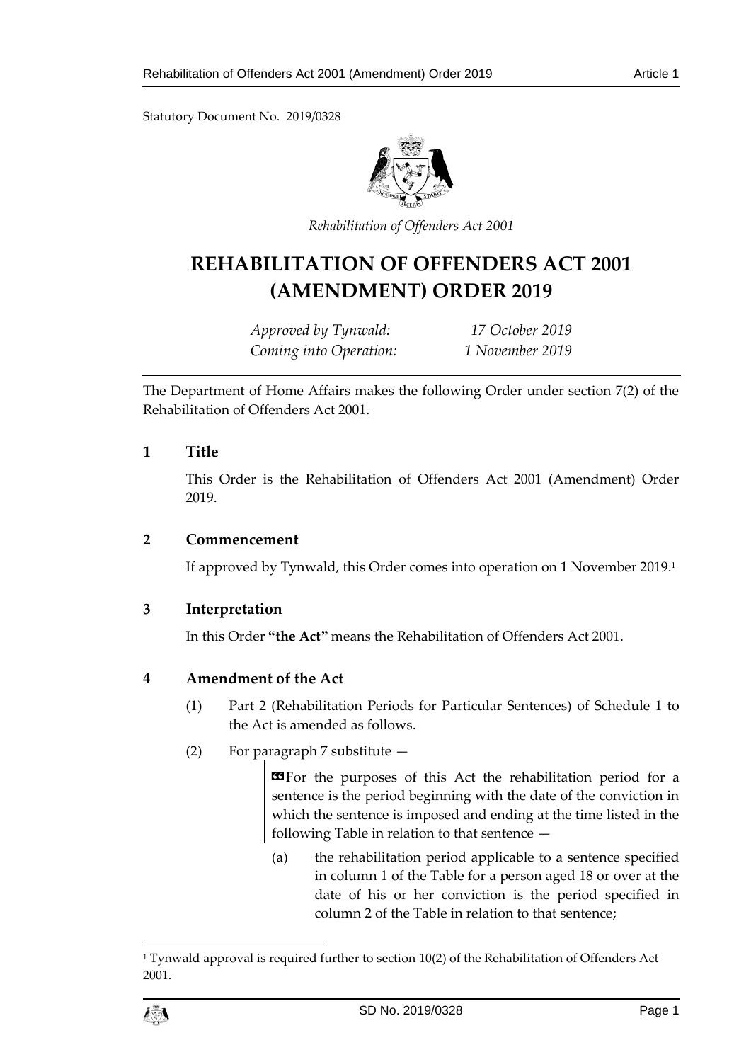Statutory Document No. 2019/0328

*Rehabilitation of Offenders Act 2001*

# REHABILITATION OF OFFENDERS ACT 2001 (AMENDMENT) ORDER 2019

*Approved by Tynwald:* *17 October 2019*
*Coming into Operation:* *1 November 2019*

The Department of Home Affairs makes the following Order under section 7(2) of the Rehabilitation of Offenders Act 2001.

## 1 Title

This Order is the Rehabilitation of Offenders Act 2001 (Amendment) Order 2019.

## 2 Commencement

If approved by Tynwald, this Order comes into operation on 1 November 2019.[1]

## 3 Interpretation

In this Order **"the Act"** means the Rehabilitation of Offenders Act 2001.

## 4 Amendment of the Act

(1) Part 2 (Rehabilitation Periods for Particular Sentences) of Schedule 1 to the Act is amended as follows.

(2) For paragraph 7 substitute —

> «For the purposes of this Act the rehabilitation period for a sentence is the period beginning with the date of the conviction in which the sentence is imposed and ending at the time listed in the following Table in relation to that sentence —
>
> (a) the rehabilitation period applicable to a sentence specified in column 1 of the Table for a person aged 18 or over at the date of his or her conviction is the period specified in column 2 of the Table in relation to that sentence;

[1] Tynwald approval is required further to section 10(2) of the Rehabilitation of Offenders Act 2001.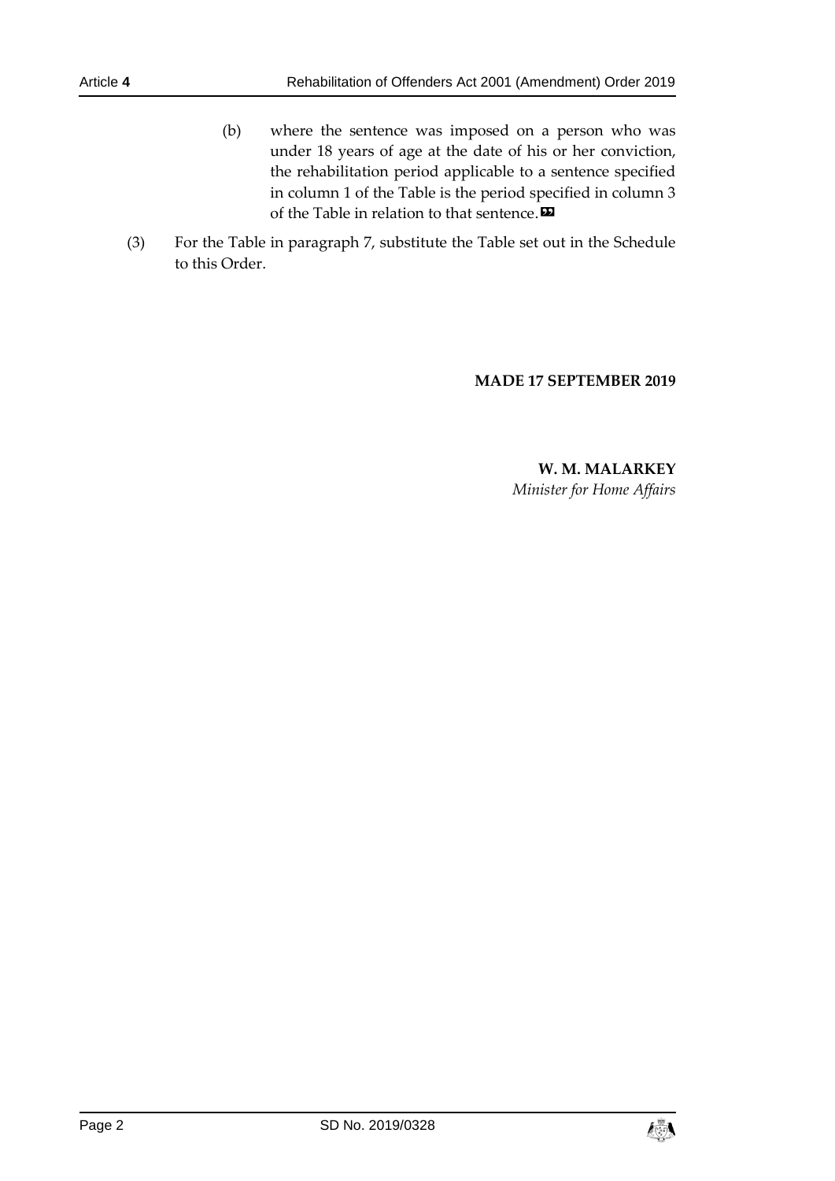(b) where the sentence was imposed on a person who was under 18 years of age at the date of his or her conviction, the rehabilitation period applicable to a sentence specified in column 1 of the Table is the period specified in column 3 of the Table in relation to that sentence.»

(3) For the Table in paragraph 7, substitute the Table set out in the Schedule to this Order.

**MADE 17 SEPTEMBER 2019**

**W. M. MALARKEY**
*Minister for Home Affairs*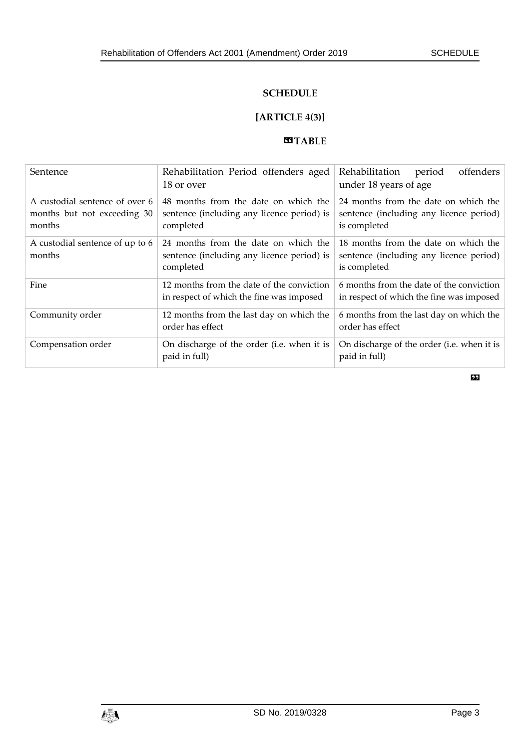## SCHEDULE

### [ARTICLE 4(3)]

### “TABLE

| Sentence | Rehabilitation Period offenders aged 18 or over | Rehabilitation period offenders under 18 years of age |
|---|---|---|
| A custodial sentence of over 6 months but not exceeding 30 months | 48 months from the date on which the sentence (including any licence period) is completed | 24 months from the date on which the sentence (including any licence period) is completed |
| A custodial sentence of up to 6 months | 24 months from the date on which the sentence (including any licence period) is completed | 18 months from the date on which the sentence (including any licence period) is completed |
| Fine | 12 months from the date of the conviction in respect of which the fine was imposed | 6 months from the date of the conviction in respect of which the fine was imposed |
| Community order | 12 months from the last day on which the order has effect | 6 months from the last day on which the order has effect |
| Compensation order | On discharge of the order (i.e. when it is paid in full) | On discharge of the order (i.e. when it is paid in full) |

”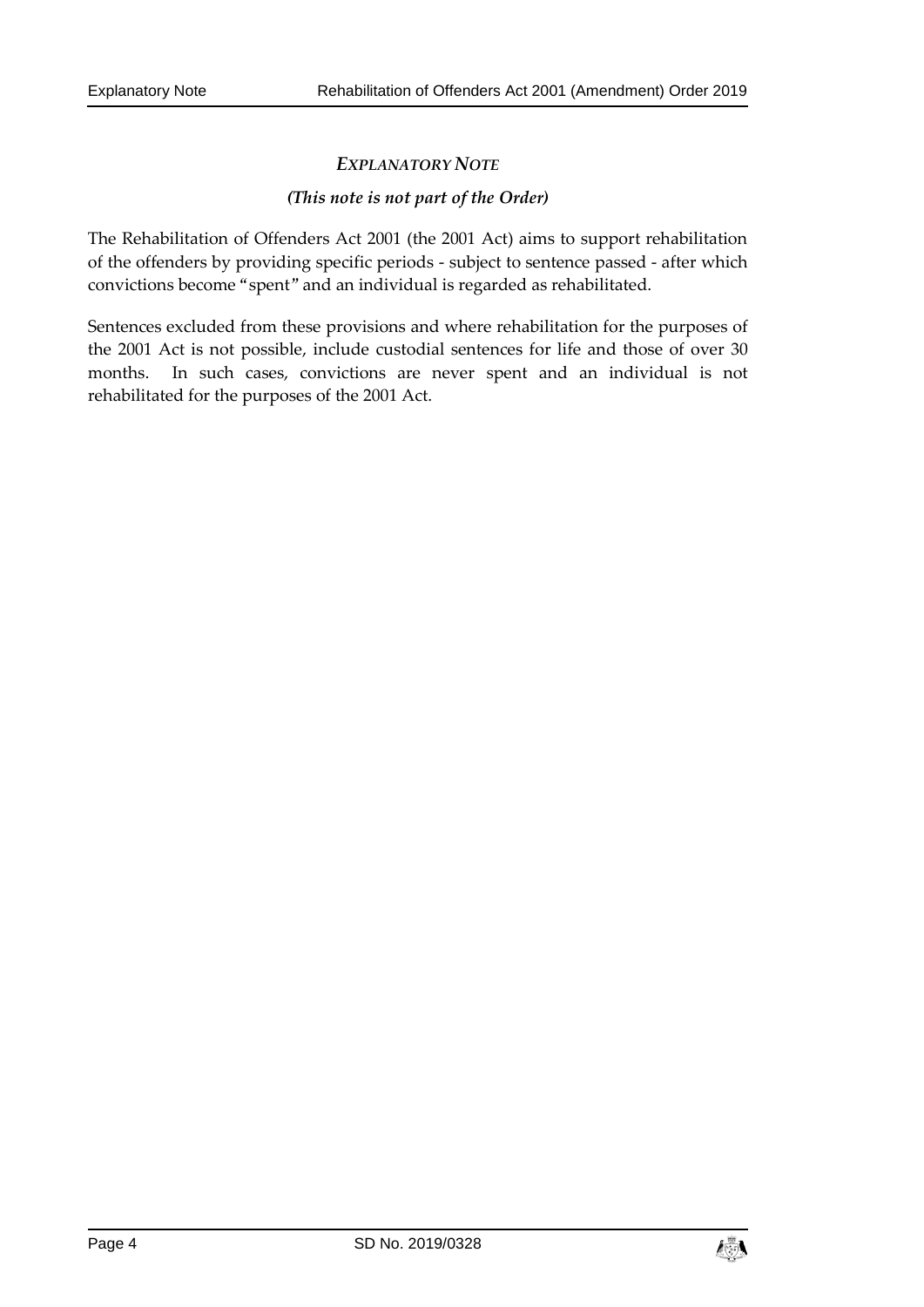# *Explanatory Note*

***(This note is not part of the Order)***

The Rehabilitation of Offenders Act 2001 (the 2001 Act) aims to support rehabilitation of the offenders by providing specific periods - subject to sentence passed - after which convictions become "spent" and an individual is regarded as rehabilitated.

Sentences excluded from these provisions and where rehabilitation for the purposes of the 2001 Act is not possible, include custodial sentences for life and those of over 30 months. In such cases, convictions are never spent and an individual is not rehabilitated for the purposes of the 2001 Act.